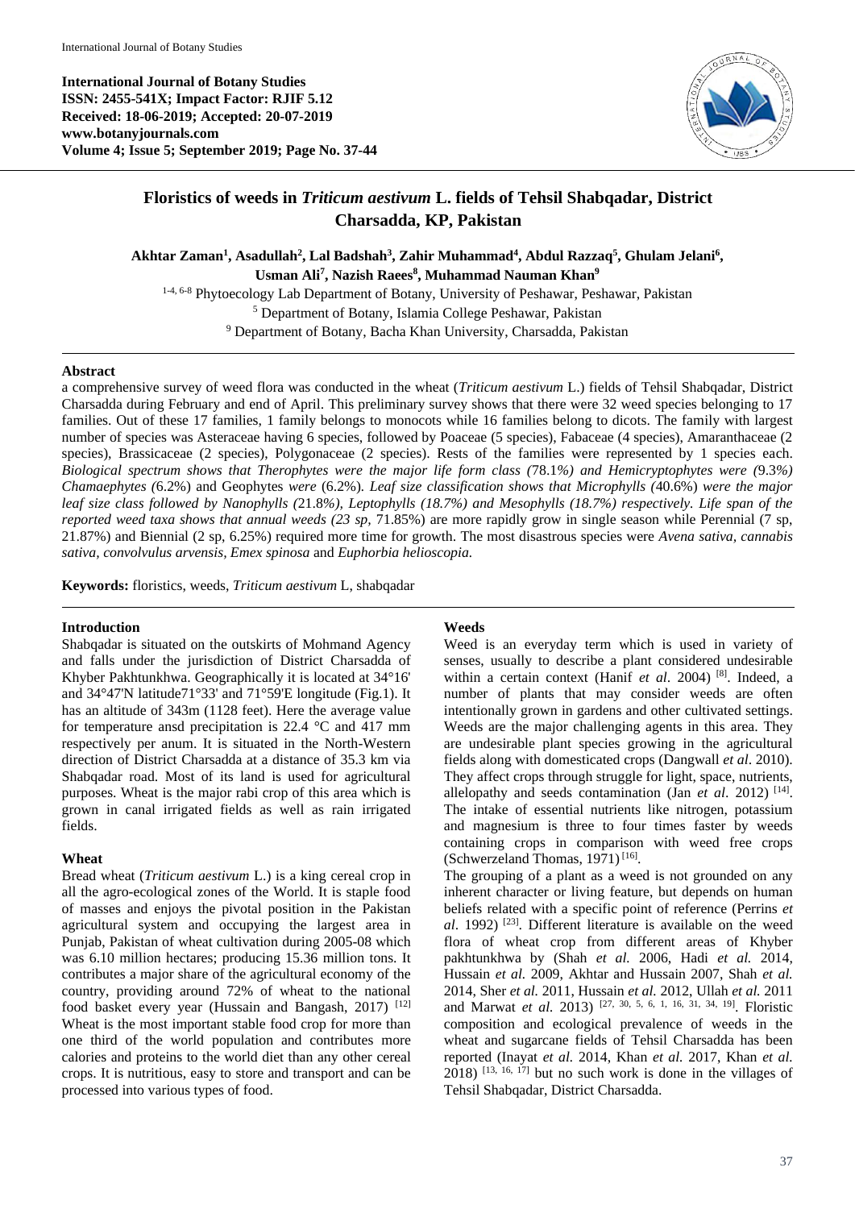**International Journal of Botany Studies**
**ISSN: 2455-541X; Impact Factor: RJIF 5.12**
**Received: 18-06-2019; Accepted: 20-07-2019**
**www.botanyjournals.com**
**Volume 4; Issue 5; September 2019; Page No. 37-44**

# Floristics of weeds in *Triticum aestivum* L. fields of Tehsil Shabqadar, District Charsadda, KP, Pakistan

**Akhtar Zaman[1], Asadullah[2], Lal Badshah[3], Zahir Muhammad[4], Abdul Razzaq[5], Ghulam Jelani[6], Usman Ali[7], Nazish Raees[8], Muhammad Nauman Khan[9]**

[1-4, 6-8] Phytoecology Lab Department of Botany, University of Peshawar, Peshawar, Pakistan
[5] Department of Botany, Islamia College Peshawar, Pakistan
[9] Department of Botany, Bacha Khan University, Charsadda, Pakistan

## Abstract

a comprehensive survey of weed flora was conducted in the wheat (*Triticum aestivum* L.) fields of Tehsil Shabqadar, District Charsadda during February and end of April. This preliminary survey shows that there were 32 weed species belonging to 17 families. Out of these 17 families, 1 family belongs to monocots while 16 families belong to dicots. The family with largest number of species was Asteraceae having 6 species, followed by Poaceae (5 species), Fabaceae (4 species), Amaranthaceae (2 species), Brassicaceae (2 species), Polygonaceae (2 species). Rests of the families were represented by 1 species each. *Biological spectrum shows that Therophytes were the major life form class (*78.1*%) and Hemicryptophytes were (*9.3*%) Chamaephytes (*6.2%) and Geophytes *were* (6.2%). *Leaf size classification shows that Microphylls (*40.6%) *were the major leaf size class followed by Nanophylls (*21.8*%), Leptophylls (18.7%) and Mesophylls (18.7%) respectively. Life span of the reported weed taxa shows that annual weeds (23 sp,* 71.85%) are more rapidly grow in single season while Perennial (7 sp, 21.87%) and Biennial (2 sp, 6.25%) required more time for growth. The most disastrous species were *Avena sativa, cannabis sativa, convolvulus arvensis, Emex spinosa* and *Euphorbia helioscopia.*

**Keywords:** floristics, weeds, *Triticum aestivum* L, shabqadar

## Introduction

Shabqadar is situated on the outskirts of Mohmand Agency and falls under the jurisdiction of District Charsadda of Khyber Pakhtunkhwa. Geographically it is located at 34°16' and 34°47'N latitude71°33' and 71°59'E longitude (Fig.1). It has an altitude of 343m (1128 feet). Here the average value for temperature ansd precipitation is 22.4 °C and 417 mm respectively per anum. It is situated in the North-Western direction of District Charsadda at a distance of 35.3 km via Shabqadar road. Most of its land is used for agricultural purposes. Wheat is the major rabi crop of this area which is grown in canal irrigated fields as well as rain irrigated fields.

### Wheat

Bread wheat (*Triticum aestivum* L.) is a king cereal crop in all the agro-ecological zones of the World. It is staple food of masses and enjoys the pivotal position in the Pakistan agricultural system and occupying the largest area in Punjab, Pakistan of wheat cultivation during 2005-08 which was 6.10 million hectares; producing 15.36 million tons. It contributes a major share of the agricultural economy of the country, providing around 72% of wheat to the national food basket every year (Hussain and Bangash, 2017) [12] Wheat is the most important stable food crop for more than one third of the world population and contributes more calories and proteins to the world diet than any other cereal crops. It is nutritious, easy to store and transport and can be processed into various types of food.

### Weeds

Weed is an everyday term which is used in variety of senses, usually to describe a plant considered undesirable within a certain context (Hanif *et al*. 2004) [8]. Indeed, a number of plants that may consider weeds are often intentionally grown in gardens and other cultivated settings. Weeds are the major challenging agents in this area. They are undesirable plant species growing in the agricultural fields along with domesticated crops (Dangwall *et al*. 2010). They affect crops through struggle for light, space, nutrients, allelopathy and seeds contamination (Jan *et al*. 2012) [14]. The intake of essential nutrients like nitrogen, potassium and magnesium is three to four times faster by weeds containing crops in comparison with weed free crops (Schwerzeland Thomas, 1971) [16].

The grouping of a plant as a weed is not grounded on any inherent character or living feature, but depends on human beliefs related with a specific point of reference (Perrins *et al*. 1992) [23]. Different literature is available on the weed flora of wheat crop from different areas of Khyber pakhtunkhwa by (Shah *et al.* 2006, Hadi *et al.* 2014, Hussain *et al.* 2009, Akhtar and Hussain 2007, Shah *et al.* 2014, Sher *et al.* 2011, Hussain *et al.* 2012, Ullah *et al.* 2011 and Marwat *et al.* 2013) [27, 30, 5, 6, 1, 16, 31, 34, 19]. Floristic composition and ecological prevalence of weeds in the wheat and sugarcane fields of Tehsil Charsadda has been reported (Inayat *et al.* 2014, Khan *et al.* 2017, Khan *et al.* 2018) [13, 16, 17] but no such work is done in the villages of Tehsil Shabqadar, District Charsadda.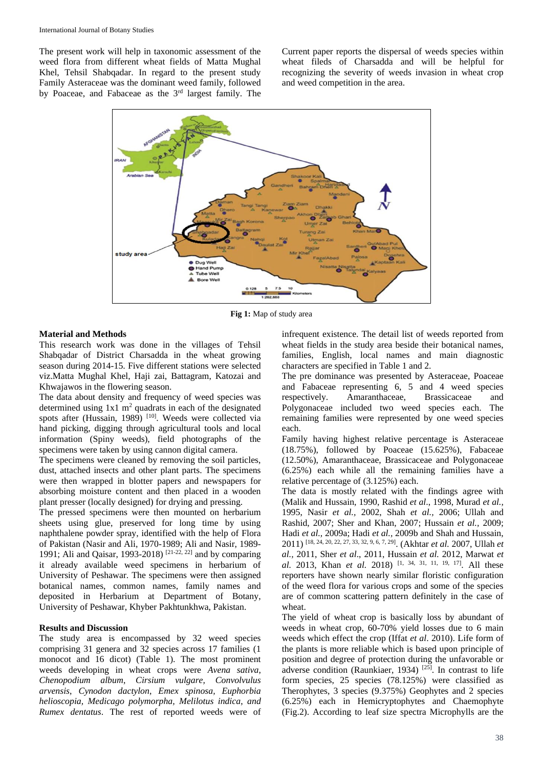The present work will help in taxonomic assessment of the weed flora from different wheat fields of Matta Mughal Khel, Tehsil Shabqadar. In regard to the present study Family Asteraceae was the dominant weed family, followed by Poaceae, and Fabaceae as the 3rd largest family. The Current paper reports the dispersal of weeds species within wheat fileds of Charsadda and will be helpful for recognizing the severity of weeds invasion in wheat crop and weed competition in the area.

**Fig 1:** Map of study area

## Material and Methods

This research work was done in the villages of Tehsil Shabqadar of District Charsadda in the wheat growing season during 2014-15. Five different stations were selected viz.Matta Mughal Khel, Haji zai, Battagram, Katozai and Khwajawos in the flowering season.

The data about density and frequency of weed species was determined using 1x1 $m^2$ quadrats in each of the designated spots after (Hussain, 1989) [10]. Weeds were collected via hand picking, digging through agricultural tools and local information (Spiny weeds), field photographs of the specimens were taken by using cannon digital camera.

The specimens were cleaned by removing the soil particles, dust, attached insects and other plant parts. The specimens were then wrapped in blotter papers and newspapers for absorbing moisture content and then placed in a wooden plant presser (locally designed) for drying and pressing.

The pressed specimens were then mounted on herbarium sheets using glue, preserved for long time by using naphthalene powder spray, identified with the help of Flora of Pakistan (Nasir and Ali, 1970-1989; Ali and Nasir, 1989-1991; Ali and Qaisar, 1993-2018) [21-22, 22] and by comparing it already available weed specimens in herbarium of University of Peshawar. The specimens were then assigned botanical names, common names, family names and deposited in Herbarium at Department of Botany, University of Peshawar, Khyber Pakhtunkhwa, Pakistan.

## Results and Discussion

The study area is encompassed by 32 weed species comprising 31 genera and 32 species across 17 families (1 monocot and 16 dicot) (Table 1). The most prominent weeds developing in wheat crops were *Avena sativa*, *Chenopodium album*, *Cirsium vulgare, Convolvulus arvensis*, *Cynodon dactylon*, *Emex spinosa*, *Euphorbia helioscopia*, *Medicago polymorpha*, *Melilotus indica*, *and Rumex dentatus*. The rest of reported weeds were of infrequent existence. The detail list of weeds reported from wheat fields in the study area beside their botanical names, families, English, local names and main diagnostic characters are specified in Table 1 and 2.

The pre dominance was presented by Asteraceae, Poaceae and Fabaceae representing 6, 5 and 4 weed species respectively. Amaranthaceae, Brassicaceae and Polygonaceae included two weed species each. The remaining families were represented by one weed species each.

Family having highest relative percentage is Asteraceae (18.75%), followed by Poaceae (15.625%), Fabaceae (12.50%), Amaranthaceae, Brassicaceae and Polygonaceae (6.25%) each while all the remaining families have a relative percentage of (3.125%) each.

The data is mostly related with the findings agree with (Malik and Hussain, 1990, Rashid *et al*., 1998, Murad *et al.,* 1995, Nasir *et al.,* 2002, Shah *et al.,* 2006; Ullah and Rashid, 2007; Sher and Khan, 2007; Hussain *et al.,* 2009; Hadi *et al.,* 2009a; Hadi *et al.*, 2009b and Shah and Hussain, 2011) [18, 24, 20, 22, 27, 33, 32, 9, 6, 7, 29]. (Akhtar *et al.* 2007, Ullah *et al.,* 2011, Sher *et al*., 2011, Hussain *et al.* 2012, Marwat *et al.* 2013, Khan *et al.* 2018) [1, 34, 31, 11, 19, 17]. All these reporters have shown nearly similar floristic configuration of the weed flora for various crops and some of the species are of common scattering pattern definitely in the case of wheat.

The yield of wheat crop is basically loss by abundant of weeds in wheat crop, 60-70% yield losses due to 6 main weeds which effect the crop (Iffat *et al*. 2010). Life form of the plants is more reliable which is based upon principle of position and degree of protection during the unfavorable or adverse condition (Raunkiaer, 1934) [25]. In contrast to life form species, 25 species (78.125%) were classified as Therophytes, 3 species (9.375%) Geophytes and 2 species (6.25%) each in Hemicryptophytes and Chaemophyte (Fig.2). According to leaf size spectra Microphylls are the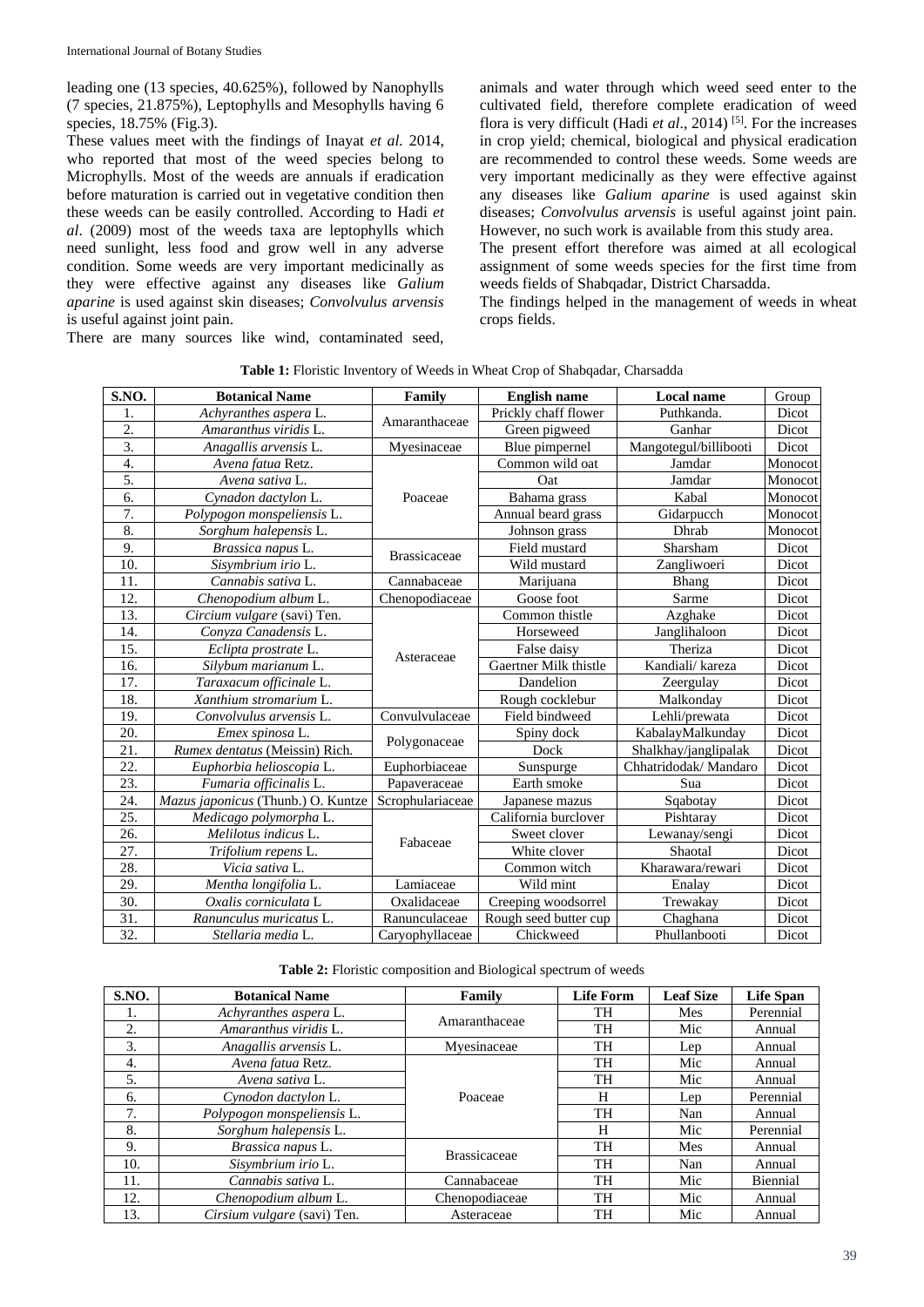leading one (13 species, 40.625%), followed by Nanophylls (7 species, 21.875%), Leptophylls and Mesophylls having 6 species, 18.75% (Fig.3).

These values meet with the findings of Inayat *et al.* 2014, who reported that most of the weed species belong to Microphylls. Most of the weeds are annuals if eradication before maturation is carried out in vegetative condition then these weeds can be easily controlled. According to Hadi *et al*. (2009) most of the weeds taxa are leptophylls which need sunlight, less food and grow well in any adverse condition. Some weeds are very important medicinally as they were effective against any diseases like *Galium aparine* is used against skin diseases; *Convolvulus arvensis* is useful against joint pain.

There are many sources like wind, contaminated seed, animals and water through which weed seed enter to the cultivated field, therefore complete eradication of weed flora is very difficult (Hadi *et al*., 2014) [5]. For the increases in crop yield; chemical, biological and physical eradication are recommended to control these weeds. Some weeds are very important medicinally as they were effective against any diseases like *Galium aparine* is used against skin diseases; *Convolvulus arvensis* is useful against joint pain. However, no such work is available from this study area.

The present effort therefore was aimed at all ecological assignment of some weeds species for the first time from weeds fields of Shabqadar, District Charsadda.

The findings helped in the management of weeds in wheat crops fields.

**Table 1:** Floristic Inventory of Weeds in Wheat Crop of Shabqadar, Charsadda

| S.NO. | Botanical Name | Family | English name | Local name | Group |
|---|---|---|---|---|---|
| 1. | *Achyranthes aspera* L. | Amaranthaceae | Prickly chaff flower | Puthkanda. | Dicot |
| 2. | *Amaranthus viridis* L. | | Green pigweed | Ganhar | Dicot |
| 3. | *Anagallis arvensis* L. | Myesinaceae | Blue pimpernel | Mangotegul/billibooti | Dicot |
| 4. | *Avena fatua* Retz. | Poaceae | Common wild oat | Jamdar | Monocot |
| 5. | *Avena sativa* L. | | Oat | Jamdar | Monocot |
| 6. | *Cynadon dactylon* L. | | Bahama grass | Kabal | Monocot |
| 7. | *Polypogon monspeliensis* L. | | Annual beard grass | Gidarpucch | Monocot |
| 8. | *Sorghum halepensis* L. | | Johnson grass | Dhrab | Monocot |
| 9. | *Brassica napus* L. | Brassicaceae | Field mustard | Sharsham | Dicot |
| 10. | *Sisymbrium irio* L. | | Wild mustard | Zangliwoeri | Dicot |
| 11. | *Cannabis sativa* L. | Cannabaceae | Marijuana | Bhang | Dicot |
| 12. | *Chenopodium album* L. | Chenopodiaceae | Goose foot | Sarme | Dicot |
| 13. | *Circium vulgare* (savi) Ten. | Asteraceae | Common thistle | Azghake | Dicot |
| 14. | *Conyza Canadensis* L. | | Horseweed | Janglihaloon | Dicot |
| 15. | *Eclipta prostrate* L. | | False daisy | Theriza | Dicot |
| 16. | *Silybum marianum* L. | | Gaertner Milk thistle | Kandiali/ kareza | Dicot |
| 17. | *Taraxacum officinale* L. | | Dandelion | Zeergulay | Dicot |
| 18. | *Xanthium stromarium* L. | | Rough cocklebur | Malkonday | Dicot |
| 19. | *Convolvulus arvensis* L. | Convulvulaceae | Field bindweed | Lehli/prewata | Dicot |
| 20. | *Emex spinosa* L. | Polygonaceae | Spiny dock | KabalayMalkunday | Dicot |
| 21. | *Rumex dentatus* (Meissn) Rich. | | Dock | Shalkhay/janglipalak | Dicot |
| 22. | *Euphorbia helioscopia* L. | Euphorbiaceae | Sunspurge | Chhatridodak/ Mandaro | Dicot |
| 23. | *Fumaria officinalis* L. | Papaveraceae | Earth smoke | Sua | Dicot |
| 24. | *Mazus japonicus* (Thunb.) O. Kuntze | Scrophulariaceae | Japanese mazus | Sqabotay | Dicot |
| 25. | *Medicago polymorpha* L. | Fabaceae | California burclover | Pishtaray | Dicot |
| 26. | *Melilotus indicus* L. | | Sweet clover | Lewanay/sengi | Dicot |
| 27. | *Trifolium repens* L. | | White clover | Shaotal | Dicot |
| 28. | *Vicia sativa* L. | | Common witch | Kharawara/rewari | Dicot |
| 29. | *Mentha longifolia* L. | Lamiaceae | Wild mint | Enalay | Dicot |
| 30. | *Oxalis corniculata* L | Oxalidaceae | Creeping woodsorrel | Trewakay | Dicot |
| 31. | *Ranunculus muricatus* L. | Ranunculaceae | Rough seed butter cup | Chaghana | Dicot |
| 32. | *Stellaria media* L. | Caryophyllaceae | Chickweed | Phullanbooti | Dicot |

**Table 2:** Floristic composition and Biological spectrum of weeds

| S.NO. | Botanical Name | Family | Life Form | Leaf Size | Life Span |
|---|---|---|---|---|---|
| 1. | *Achyranthes aspera* L. | Amaranthaceae | TH | Mes | Perennial |
| 2. | *Amaranthus viridis* L. | | TH | Mic | Annual |
| 3. | *Anagallis arvensis* L. | Myesinaceae | TH | Lep | Annual |
| 4. | *Avena fatua* Retz. | Poaceae | TH | Mic | Annual |
| 5. | *Avena sativa* L. | | TH | Mic | Annual |
| 6. | *Cynodon dactylon* L. | | H | Lep | Perennial |
| 7. | *Polypogon monspeliensis* L. | | TH | Nan | Annual |
| 8. | *Sorghum halepensis* L. | | H | Mic | Perennial |
| 9. | *Brassica napus* L. | Brassicaceae | TH | Mes | Annual |
| 10. | *Sisymbrium irio* L. | | TH | Nan | Annual |
| 11. | *Cannabis sativa* L. | Cannabaceae | TH | Mic | Biennial |
| 12. | *Chenopodium album* L. | Chenopodiaceae | TH | Mic | Annual |
| 13. | *Cirsium vulgare* (savi) Ten. | Asteraceae | TH | Mic | Annual |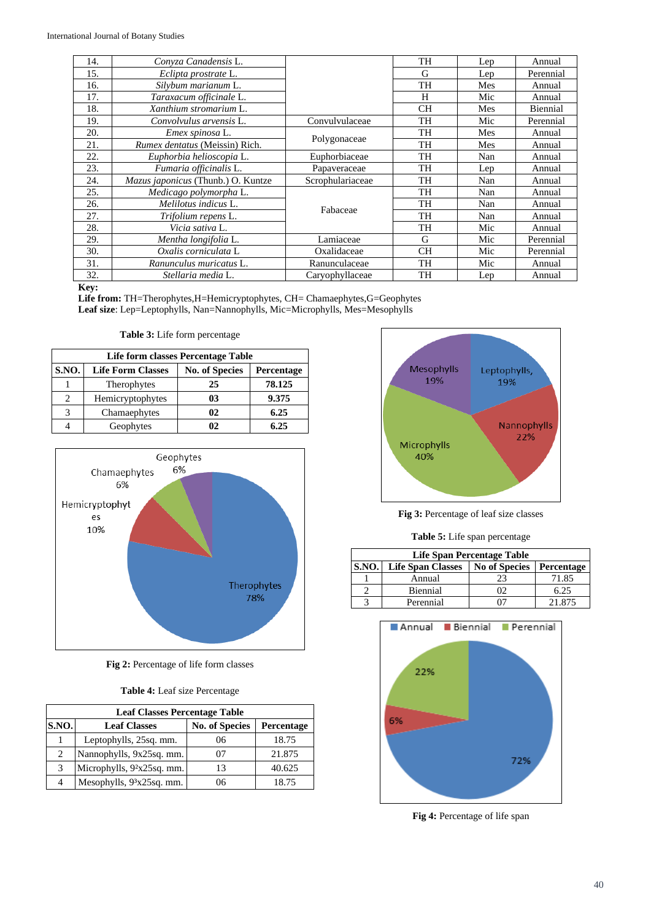| 14. | *Conyza Canadensis* L. | | TH | Lep | Annual |
|---|---|---|---|---|---|
| 15. | *Eclipta prostrate* L. | | G | Lep | Perennial |
| 16. | *Silybum marianum* L. | | TH | Mes | Annual |
| 17. | *Taraxacum officinale* L. | | H | Mic | Annual |
| 18. | *Xanthium stromarium* L. | | CH | Mes | Biennial |
| 19. | *Convolvulus arvensis* L. | Convulvulaceae | TH | Mic | Perennial |
| 20. | *Emex spinosa* L. | Polygonaceae | TH | Mes | Annual |
| 21. | *Rumex dentatus* (Meissin) Rich. | | TH | Mes | Annual |
| 22. | *Euphorbia helioscopia* L. | Euphorbiaceae | TH | Nan | Annual |
| 23. | *Fumaria officinalis* L. | Papaveraceae | TH | Lep | Annual |
| 24. | *Mazus japonicus* (Thunb.) O. Kuntze | Scrophulariaceae | TH | Nan | Annual |
| 25. | *Medicago polymorpha* L. | Fabaceae | TH | Nan | Annual |
| 26. | *Melilotus indicus* L. | | TH | Nan | Annual |
| 27. | *Trifolium repens* L. | | TH | Nan | Annual |
| 28. | *Vicia sativa* L. | | TH | Mic | Annual |
| 29. | *Mentha longifolia* L. | Lamiaceae | G | Mic | Perennial |
| 30. | *Oxalis corniculata* L | Oxalidaceae | CH | Mic | Perennial |
| 31. | *Ranunculus muricatus* L. | Ranunculaceae | TH | Mic | Annual |
| 32. | *Stellaria media* L. | Caryophyllaceae | TH | Lep | Annual |

**Key:**
**Life from:** TH=Therophytes,H=Hemicryptophytes, CH= Chamaephytes,G=Geophytes
**Leaf size**: Lep=Leptophylls, Nan=Nannophylls, Mic=Microphylls, Mes=Mesophylls

**Table 3:** Life form percentage

| Life form classes Percentage Table | | | |
|---|---|---|---|
| **S.NO.** | **Life Form Classes** | **No. of Species** | **Percentage** |
| 1 | Therophytes | **25** | **78.125** |
| 2 | Hemicryptophytes | **03** | **9.375** |
| 3 | Chamaephytes | **02** | **6.25** |
| 4 | Geophytes | **02** | **6.25** |

**Fig 2:** Percentage of life form classes

**Table 4:** Leaf size Percentage

| Leaf Classes Percentage Table | | | |
|---|---|---|---|
| **S.NO.** | **Leaf Classes** | **No. of Species** | **Percentage** |
| 1 | Leptophylls, 25sq. mm. | 06 | 18.75 |
| 2 | Nannophylls, 9x25sq. mm. | 07 | 21.875 |
| 3 | Microphylls, $9^2$x25sq. mm. | 13 | 40.625 |
| 4 | Mesophylls, $9^3$x25sq. mm. | 06 | 18.75 |

**Fig 3:** Percentage of leaf size classes

**Table 5:** Life span percentage

| Life Span Percentage Table | | | |
|---|---|---|---|
| **S.NO.** | **Life Span Classes** | **No of Species** | **Percentage** |
| 1 | Annual | 23 | 71.85 |
| 2 | Biennial | 02 | 6.25 |
| 3 | Perennial | 07 | 21.875 |

**Fig 4:** Percentage of life span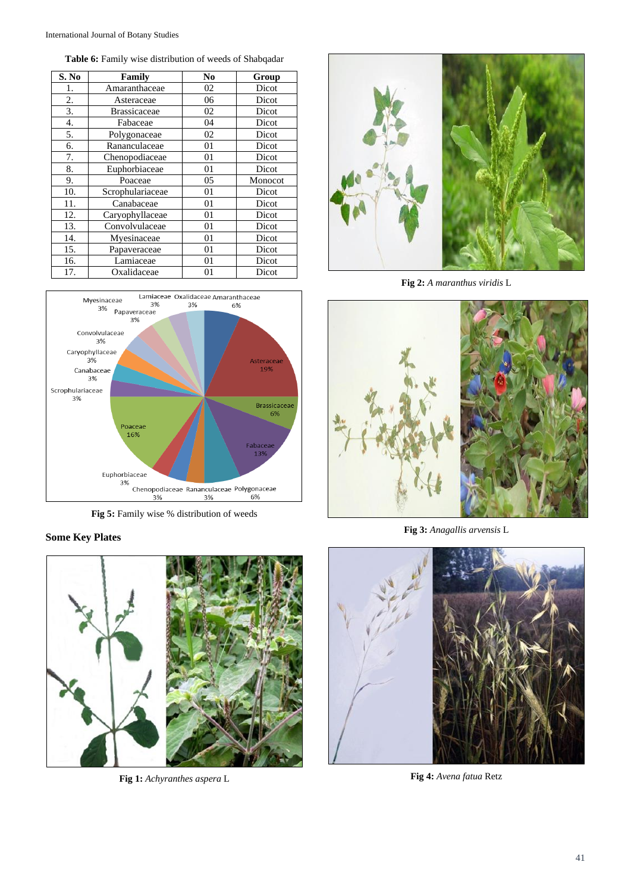**Table 6:** Family wise distribution of weeds of Shabqadar

| S. No | Family | No | Group |
|---|---|---|---|
| 1. | Amaranthaceae | 02 | Dicot |
| 2. | Asteraceae | 06 | Dicot |
| 3. | Brassicaceae | 02 | Dicot |
| 4. | Fabaceae | 04 | Dicot |
| 5. | Polygonaceae | 02 | Dicot |
| 6. | Rananculaceae | 01 | Dicot |
| 7. | Chenopodiaceae | 01 | Dicot |
| 8. | Euphorbiaceae | 01 | Dicot |
| 9. | Poaceae | 05 | Monocot |
| 10. | Scrophulariaceae | 01 | Dicot |
| 11. | Canabaceae | 01 | Dicot |
| 12. | Caryophyllaceae | 01 | Dicot |
| 13. | Convolvulaceae | 01 | Dicot |
| 14. | Myesinaceae | 01 | Dicot |
| 15. | Papaveraceae | 01 | Dicot |
| 16. | Lamiaceae | 01 | Dicot |
| 17. | Oxalidaceae | 01 | Dicot |

**Fig 5:** Family wise % distribution of weeds

## Some Key Plates

**Fig 1:** *Achyranthes aspera* L

**Fig 2:** *A maranthus viridis* L

**Fig 3:** *Anagallis arvensis* L

**Fig 4:** *Avena fatua* Retz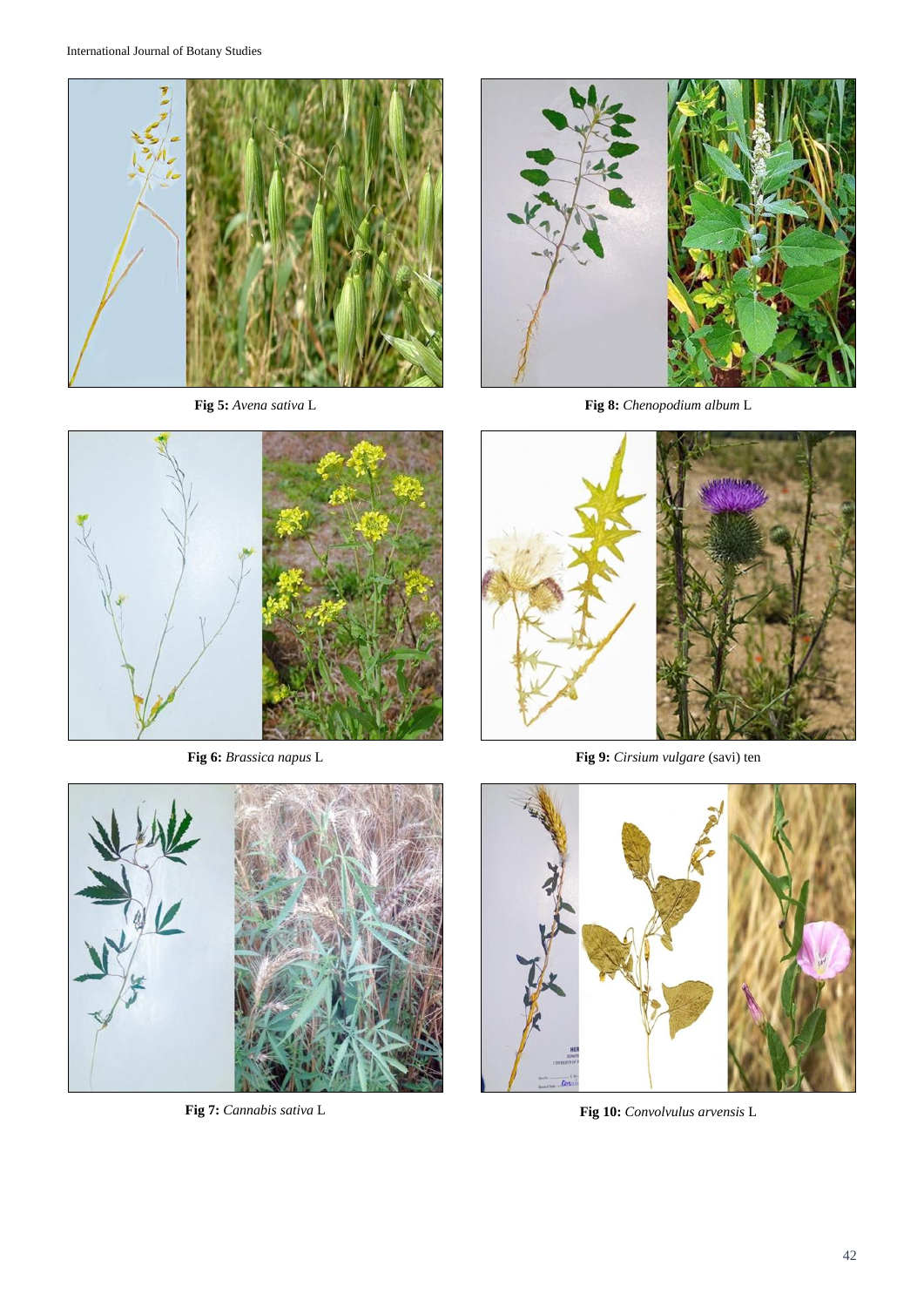**Fig 5:** *Avena sativa* L

**Fig 8:** *Chenopodium album* L

**Fig 6:** *Brassica napus* L

**Fig 9:** *Cirsium vulgare* (savi) ten

**Fig 7:** *Cannabis sativa* L

**Fig 10:** *Convolvulus arvensis* L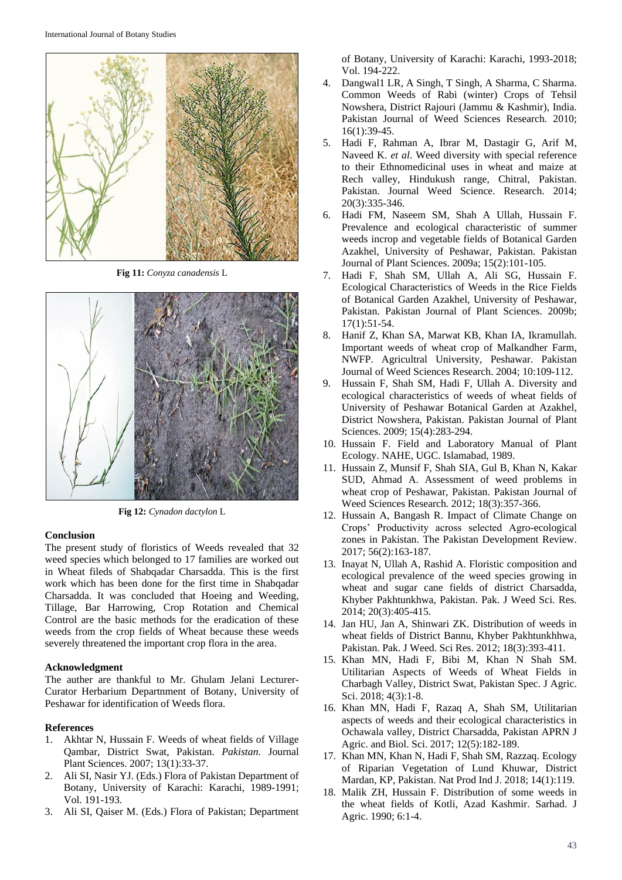**Fig 11:** *Conyza canadensis* L

**Fig 12:** *Cynadon dactylon* L

#### Conclusion

The present study of floristics of Weeds revealed that 32 weed species which belonged to 17 families are worked out in Wheat fileds of Shabqadar Charsadda. This is the first work which has been done for the first time in Shabqadar Charsadda. It was concluded that Hoeing and Weeding, Tillage, Bar Harrowing, Crop Rotation and Chemical Control are the basic methods for the eradication of these weeds from the crop fields of Wheat because these weeds severely threatened the important crop flora in the area.

#### Acknowledgment

The auther are thankful to Mr. Ghulam Jelani Lecturer-Curator Herbarium Departnment of Botany, University of Peshawar for identification of Weeds flora.

#### References

1. Akhtar N, Hussain F. Weeds of wheat fields of Village Qambar, District Swat, Pakistan. *Pakistan.* Journal Plant Sciences. 2007; 13(1):33-37.
2. Ali SI, Nasir YJ. (Eds.) Flora of Pakistan Department of Botany, University of Karachi: Karachi, 1989-1991; Vol. 191-193.
3. Ali SI, Qaiser M. (Eds.) Flora of Pakistan; Department of Botany, University of Karachi: Karachi, 1993-2018; Vol. 194-222.
4. Dangwal1 LR, A Singh, T Singh, A Sharma, C Sharma. Common Weeds of Rabi (winter) Crops of Tehsil Nowshera, District Rajouri (Jammu & Kashmir), India. Pakistan Journal of Weed Sciences Research. 2010; 16(1):39-45.
5. Hadi F, Rahman A, Ibrar M, Dastagir G, Arif M, Naveed K. *et al*. Weed diversity with special reference to their Ethnomedicinal uses in wheat and maize at Rech valley, Hindukush range, Chitral, Pakistan. Pakistan. Journal Weed Science. Research. 2014; 20(3):335-346.
6. Hadi FM, Naseem SM, Shah A Ullah, Hussain F. Prevalence and ecological characteristic of summer weeds incrop and vegetable fields of Botanical Garden Azakhel, University of Peshawar, Pakistan. Pakistan Journal of Plant Sciences. 2009a; 15(2):101-105.
7. Hadi F, Shah SM, Ullah A, Ali SG, Hussain F. Ecological Characteristics of Weeds in the Rice Fields of Botanical Garden Azakhel, University of Peshawar, Pakistan. Pakistan Journal of Plant Sciences. 2009b; 17(1):51-54.
8. Hanif Z, Khan SA, Marwat KB, Khan IA, Ikramullah. Important weeds of wheat crop of Malkandher Farm, NWFP. Agricultral University, Peshawar. Pakistan Journal of Weed Sciences Research. 2004; 10:109-112.
9. Hussain F, Shah SM, Hadi F, Ullah A. Diversity and ecological characteristics of weeds of wheat fields of University of Peshawar Botanical Garden at Azakhel, District Nowshera, Pakistan. Pakistan Journal of Plant Sciences. 2009; 15(4):283-294.
10. Hussain F. Field and Laboratory Manual of Plant Ecology. NAHE, UGC. Islamabad, 1989.
11. Hussain Z, Munsif F, Shah SIA, Gul B, Khan N, Kakar SUD, Ahmad A. Assessment of weed problems in wheat crop of Peshawar, Pakistan. Pakistan Journal of Weed Sciences Research. 2012; 18(3):357-366.
12. Hussain A, Bangash R. Impact of Climate Change on Crops' Productivity across selected Agro-ecological zones in Pakistan. The Pakistan Development Review. 2017; 56(2):163-187.
13. Inayat N, Ullah A, Rashid A. Floristic composition and ecological prevalence of the weed species growing in wheat and sugar cane fields of district Charsadda, Khyber Pakhtunkhwa, Pakistan. Pak. J Weed Sci. Res. 2014; 20(3):405-415.
14. Jan HU, Jan A, Shinwari ZK. Distribution of weeds in wheat fields of District Bannu, Khyber Pakhtunkhhwa, Pakistan. Pak. J Weed. Sci Res. 2012; 18(3):393-411.
15. Khan MN, Hadi F, Bibi M, Khan N Shah SM. Utilitarian Aspects of Weeds of Wheat Fields in Charbagh Valley, District Swat, Pakistan Spec. J Agric. Sci. 2018; 4(3):1-8.
16. Khan MN, Hadi F, Razaq A, Shah SM, Utilitarian aspects of weeds and their ecological characteristics in Ochawala valley, District Charsadda, Pakistan APRN J Agric. and Biol. Sci. 2017; 12(5):182-189.
17. Khan MN, Khan N, Hadi F, Shah SM, Razzaq. Ecology of Riparian Vegetation of Lund Khuwar, District Mardan, KP, Pakistan. Nat Prod Ind J. 2018; 14(1):119.
18. Malik ZH, Hussain F. Distribution of some weeds in the wheat fields of Kotli, Azad Kashmir. Sarhad. J Agric. 1990; 6:1-4.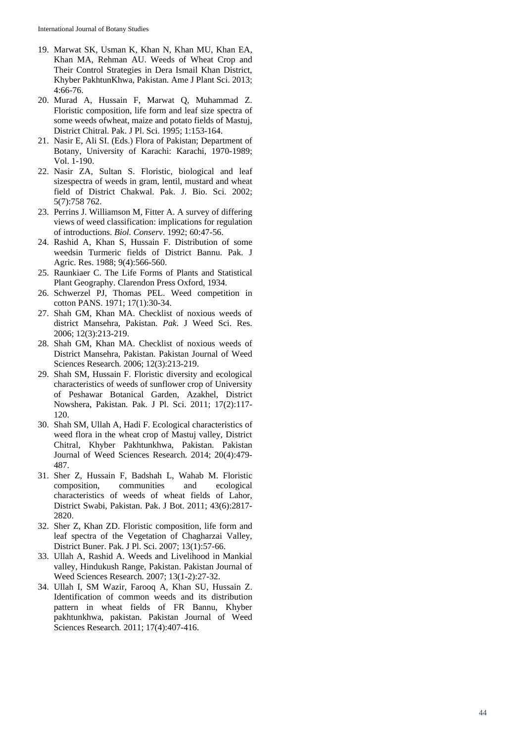19. Marwat SK, Usman K, Khan N, Khan MU, Khan EA, Khan MA, Rehman AU. Weeds of Wheat Crop and Their Control Strategies in Dera Ismail Khan District, Khyber PakhtunKhwa, Pakistan. Ame J Plant Sci. 2013; 4:66-76.
20. Murad A, Hussain F, Marwat Q, Muhammad Z. Floristic composition, life form and leaf size spectra of some weeds ofwheat, maize and potato fields of Mastuj, District Chitral. Pak. J Pl. Sci. 1995; 1:153-164.
21. Nasir E, Ali SI. (Eds.) Flora of Pakistan; Department of Botany, University of Karachi: Karachi, 1970-1989; Vol. 1-190.
22. Nasir ZA, Sultan S. Floristic, biological and leaf sizespectra of weeds in gram, lentil, mustard and wheat field of District Chakwal. Pak. J. Bio. Sci. 2002; 5(7):758 762.
23. Perrins J. Williamson M, Fitter A. A survey of differing views of weed classification: implications for regulation of introductions. *Biol. Conserv*. 1992; 60:47-56.
24. Rashid A, Khan S, Hussain F. Distribution of some weedsin Turmeric fields of District Bannu. Pak. J Agric. Res. 1988; 9(4):566-560.
25. Raunkiaer C. The Life Forms of Plants and Statistical Plant Geography. Clarendon Press Oxford, 1934.
26. Schwerzel PJ, Thomas PEL. Weed competition in cotton PANS. 1971; 17(1):30-34.
27. Shah GM, Khan MA. Checklist of noxious weeds of district Mansehra, Pakistan. *Pak*. J Weed Sci. Res. 2006; 12(3):213-219.
28. Shah GM, Khan MA. Checklist of noxious weeds of District Mansehra, Pakistan. Pakistan Journal of Weed Sciences Research*.* 2006; 12(3):213-219.
29. Shah SM, Hussain F. Floristic diversity and ecological characteristics of weeds of sunflower crop of University of Peshawar Botanical Garden, Azakhel, District Nowshera, Pakistan. Pak. J Pl. Sci. 2011; 17(2):117-120.
30. Shah SM, Ullah A, Hadi F. Ecological characteristics of weed flora in the wheat crop of Mastuj valley, District Chitral, Khyber Pakhtunkhwa, Pakistan. Pakistan Journal of Weed Sciences Research*.* 2014; 20(4):479-487.
31. Sher Z, Hussain F, Badshah L, Wahab M. Floristic composition, communities and ecological characteristics of weeds of wheat fields of Lahor, District Swabi, Pakistan. Pak. J Bot. 2011; 43(6):2817-2820.
32. Sher Z, Khan ZD. Floristic composition, life form and leaf spectra of the Vegetation of Chagharzai Valley, District Buner. Pak. J Pl. Sci. 2007; 13(1):57-66.
33. Ullah A, Rashid A. Weeds and Livelihood in Mankial valley, Hindukush Range, Pakistan. Pakistan Journal of Weed Sciences Research*.* 2007; 13(1-2):27-32.
34. Ullah I, SM Wazir, Farooq A, Khan SU, Hussain Z. Identification of common weeds and its distribution pattern in wheat fields of FR Bannu, Khyber pakhtunkhwa, pakistan. Pakistan Journal of Weed Sciences Research*.* 2011; 17(4):407-416.